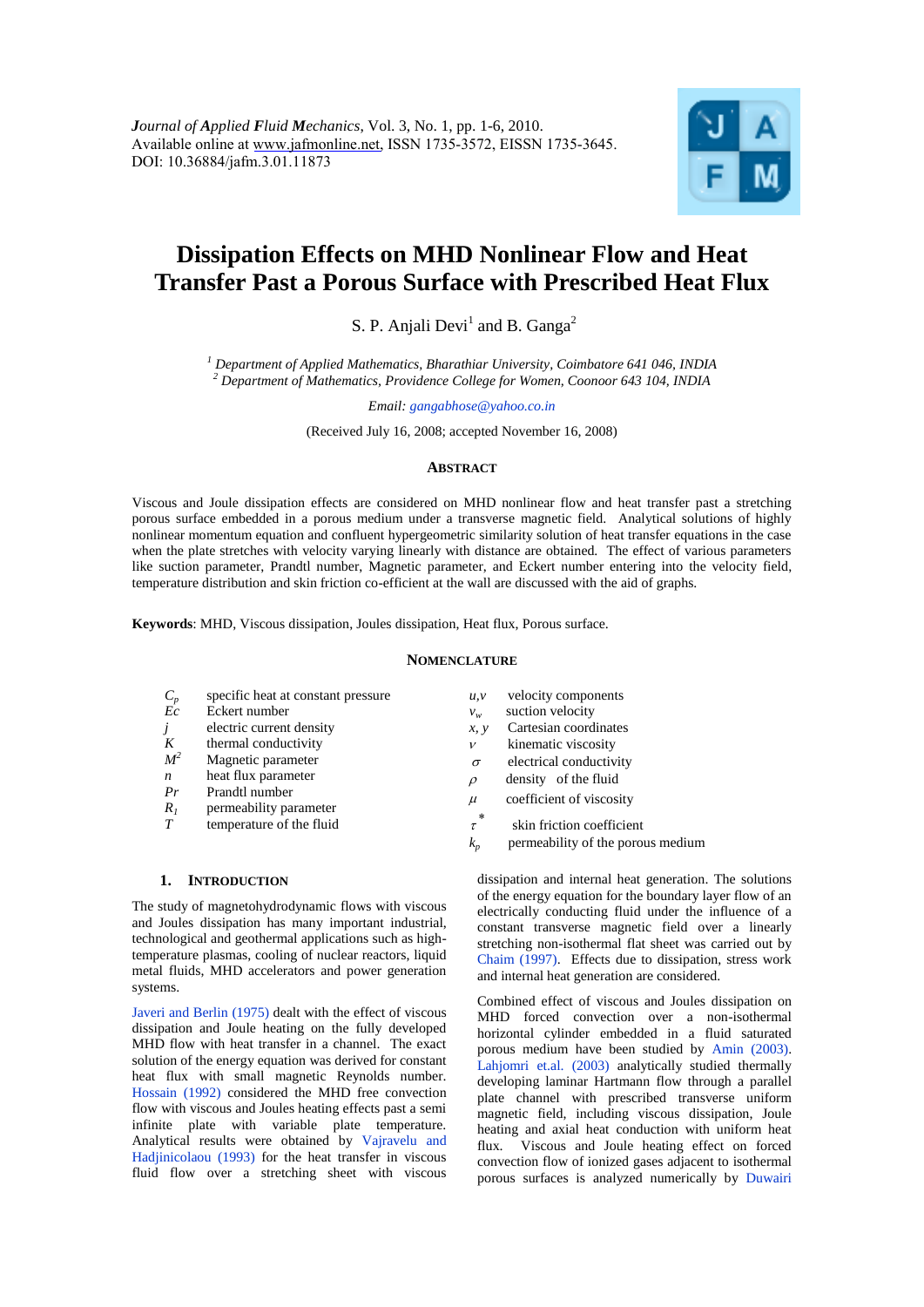*Journal of Applied Fluid Mechanics*, Vol. 3, No. 1, pp. 1-6, 2010.
Available online at www.jafmonline.net, ISSN 1735-3572, EISSN 1735-3645.
DOI: 10.36884/jafm.3.01.11873

# Dissipation Effects on MHD Nonlinear Flow and Heat Transfer Past a Porous Surface with Prescribed Heat Flux

S. P. Anjali Devi[1] and B. Ganga[2]

[1] *Department of Applied Mathematics, Bharathiar University, Coimbatore 641 046, INDIA*
[2] *Department of Mathematics, Providence College for Women, Coonoor 643 104, INDIA*

*Email:* gangabhose@yahoo.co.in

(Received July 16, 2008; accepted November 16, 2008)

## Abstract

Viscous and Joule dissipation effects are considered on MHD nonlinear flow and heat transfer past a stretching porous surface embedded in a porous medium under a transverse magnetic field. Analytical solutions of highly nonlinear momentum equation and confluent hypergeometric similarity solution of heat transfer equations in the case when the plate stretches with velocity varying linearly with distance are obtained. The effect of various parameters like suction parameter, Prandtl number, Magnetic parameter, and Eckert number entering into the velocity field, temperature distribution and skin friction co-efficient at the wall are discussed with the aid of graphs.

**Keywords**: MHD, Viscous dissipation, Joules dissipation, Heat flux, Porous surface.

## Nomenclature

| | | | |
|---|---|---|---|
| $C_p$ | specific heat at constant pressure | $u,v$ | velocity components |
| $Ec$ | Eckert number | $v_w$ | suction velocity |
| $j$ | electric current density | $x, y$ | Cartesian coordinates |
| $K$ | thermal conductivity | $\nu$ | kinematic viscosity |
| $M^2$ | Magnetic parameter | $\sigma$ | electrical conductivity |
| $n$ | heat flux parameter | $\rho$ | density of the fluid |
| $Pr$ | Prandtl number | $\mu$ | coefficient of viscosity |
| $R_1$ | permeability parameter | $\tau^*$ | skin friction coefficient |
| $T$ | temperature of the fluid | $k_p$ | permeability of the porous medium |

## 1. Introduction

The study of magnetohydrodynamic flows with viscous and Joules dissipation has many important industrial, technological and geothermal applications such as high-temperature plasmas, cooling of nuclear reactors, liquid metal fluids, MHD accelerators and power generation systems.

Javeri and Berlin (1975) dealt with the effect of viscous dissipation and Joule heating on the fully developed MHD flow with heat transfer in a channel. The exact solution of the energy equation was derived for constant heat flux with small magnetic Reynolds number. Hossain (1992) considered the MHD free convection flow with viscous and Joules heating effects past a semi infinite plate with variable plate temperature. Analytical results were obtained by Vajravelu and Hadjinicolaou (1993) for the heat transfer in viscous fluid flow over a stretching sheet with viscous dissipation and internal heat generation. The solutions of the energy equation for the boundary layer flow of an electrically conducting fluid under the influence of a constant transverse magnetic field over a linearly stretching non-isothermal flat sheet was carried out by Chaim (1997). Effects due to dissipation, stress work and internal heat generation are considered.

Combined effect of viscous and Joules dissipation on MHD forced convection over a non-isothermal horizontal cylinder embedded in a fluid saturated porous medium have been studied by Amin (2003). Lahjomri et.al. (2003) analytically studied thermally developing laminar Hartmann flow through a parallel plate channel with prescribed transverse uniform magnetic field, including viscous dissipation, Joule heating and axial heat conduction with uniform heat flux. Viscous and Joule heating effect on forced convection flow of ionized gases adjacent to isothermal porous surfaces is analyzed numerically by Duwairi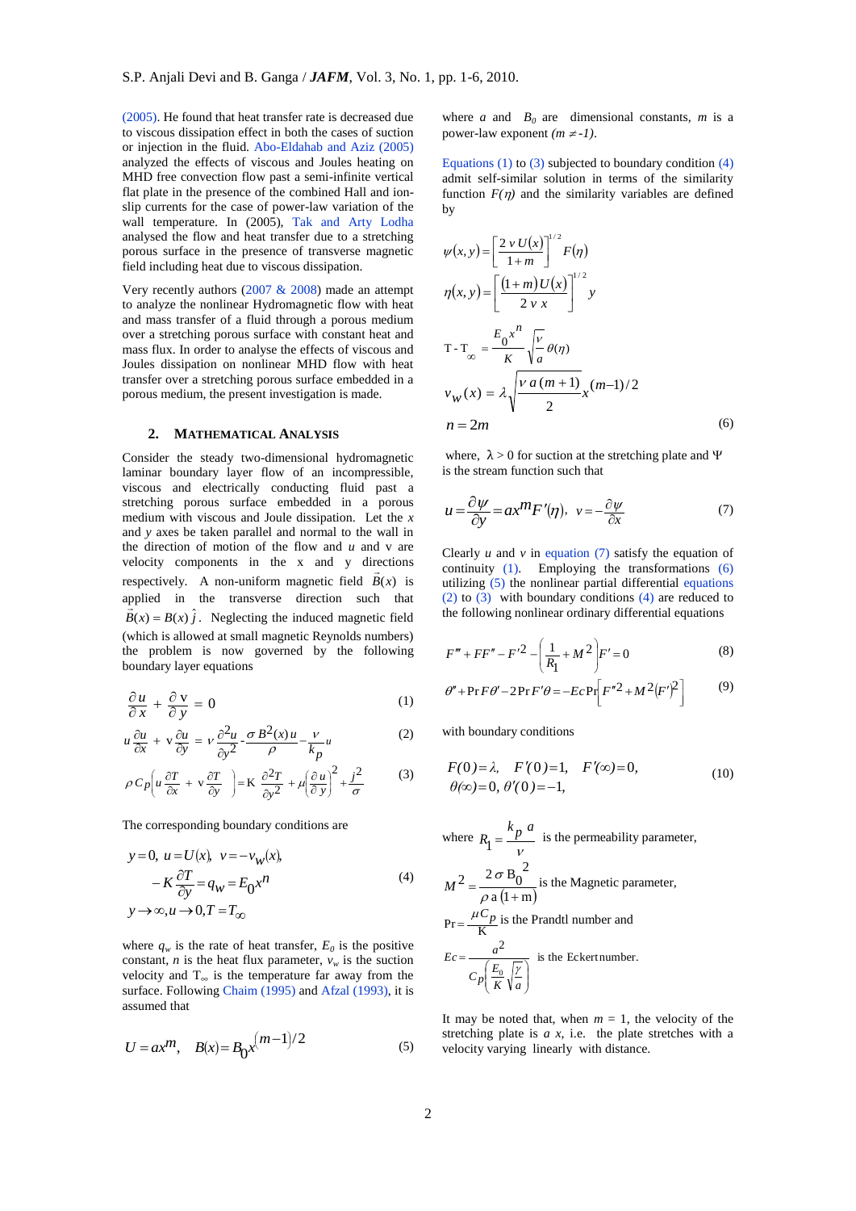(2005). He found that heat transfer rate is decreased due to viscous dissipation effect in both the cases of suction or injection in the fluid. Abo-Eldahab and Aziz (2005) analyzed the effects of viscous and Joules heating on MHD free convection flow past a semi-infinite vertical flat plate in the presence of the combined Hall and ion-slip currents for the case of power-law variation of the wall temperature. In (2005), Tak and Arty Lodha analysed the flow and heat transfer due to a stretching porous surface in the presence of transverse magnetic field including heat due to viscous dissipation.

Very recently authors (2007 & 2008) made an attempt to analyze the nonlinear Hydromagnetic flow with heat and mass transfer of a fluid through a porous medium over a stretching porous surface with constant heat and mass flux. In order to analyse the effects of viscous and Joules dissipation on nonlinear MHD flow with heat transfer over a stretching porous surface embedded in a porous medium, the present investigation is made.

## 2. Mathematical Analysis

Consider the steady two-dimensional hydromagnetic laminar boundary layer flow of an incompressible, viscous and electrically conducting fluid past a stretching porous surface embedded in a porous medium with viscous and Joule dissipation. Let the $x$ and $y$ axes be taken parallel and normal to the wall in the direction of motion of the flow and $u$ and v are velocity components in the x and y directions respectively. A non-uniform magnetic field $\vec{B}(x)$ is applied in the transverse direction such that $\vec{B}(x) = B(x)\,\hat{j}$. Neglecting the induced magnetic field (which is allowed at small magnetic Reynolds numbers) the problem is now governed by the following boundary layer equations

$$\frac{\partial u}{\partial x} + \frac{\partial \mathrm{v}}{\partial y} = 0 \tag{1}$$

$$u\frac{\partial u}{\partial x} + \mathrm{v}\frac{\partial u}{\partial y} = \nu\frac{\partial^2 u}{\partial y^2} - \frac{\sigma B^2(x)\,u}{\rho} - \frac{\nu}{k_p}u \tag{2}$$

$$\rho C_p\left(u\frac{\partial T}{\partial x} + \mathrm{v}\frac{\partial T}{\partial y}\right) = \mathrm{K}\,\frac{\partial^2 T}{\partial y^2} + \mu\left(\frac{\partial u}{\partial y}\right)^2 + \frac{j^2}{\sigma} \tag{3}$$

The corresponding boundary conditions are

$$\begin{aligned} &y=0,\; u=U(x),\; v=-v_w(x),\\ &\quad -K\frac{\partial T}{\partial y} = q_w = E_0 x^n \\ &y\to\infty, u\to 0, T=T_\infty \end{aligned} \tag{4}$$

where $q_w$ is the rate of heat transfer, $E_0$ is the positive constant, $n$ is the heat flux parameter, $v_w$ is the suction velocity and $T_\infty$ is the temperature far away from the surface. Following Chaim (1995) and Afzal (1993), it is assumed that

$$U = ax^m, \quad B(x) = B_0 x^{(m-1)/2} \tag{5}$$

where $a$ and $B_0$ are dimensional constants, $m$ is a power-law exponent $(m \neq -1)$.

Equations (1) to (3) subjected to boundary condition (4) admit self-similar solution in terms of the similarity function $F(\eta)$ and the similarity variables are defined by

$$\begin{aligned} &\psi(x,y) = \left[\frac{2\,\nu\,U(x)}{1+m}\right]^{1/2} F(\eta) \\ &\eta(x,y) = \left[\frac{(1+m)\,U(x)}{2\,\nu\,x}\right]^{1/2} y \\ &\mathrm{T} - \mathrm{T}_\infty = \frac{E_0 x^n}{K}\sqrt{\frac{\nu}{a}}\,\theta(\eta) \\ &v_w(x) = \lambda\sqrt{\frac{\nu\,a\,(m+1)}{2}}\,x^{(m-1)/2} \\ &n = 2m \end{aligned} \tag{6}$$

where, $\lambda > 0$ for suction at the stretching plate and $\Psi$ is the stream function such that

$$u = \frac{\partial \psi}{\partial y} = ax^m F'(\eta), \quad v = -\frac{\partial \psi}{\partial x} \tag{7}$$

Clearly $u$ and $v$ in equation (7) satisfy the equation of continuity (1). Employing the transformations (6) utilizing (5) the nonlinear partial differential equations (2) to (3) with boundary conditions (4) are reduced to the following nonlinear ordinary differential equations

$$F''' + FF'' - F'^2 - \left(\frac{1}{R_1} + M^2\right)F' = 0 \tag{8}$$

$$\theta'' + \Pr F\theta' - 2\Pr F'\theta = -Ec\Pr\left[F''^2 + M^2(F')^2\right] \tag{9}$$

with boundary conditions

$$\begin{aligned} &F(0)=\lambda, \quad F'(0)=1, \quad F'(\infty)=0, \\ &\theta(\infty)=0, \; \theta'(0)=-1, \end{aligned} \tag{10}$$

where $R_1 = \dfrac{k_p\,a}{\nu}$ is the permeability parameter,

$M^2 = \dfrac{2\,\sigma\,\mathrm{B}_0^2}{\rho\,\mathrm{a}\,(1+\mathrm{m})}$ is the Magnetic parameter,

$\Pr = \dfrac{\mu C_p}{\mathrm{K}}$ is the Prandtl number and

$Ec = \dfrac{a^2}{C_p\left(\dfrac{E_0}{K}\sqrt{\dfrac{\gamma}{a}}\right)}$ is the Eckert number.

It may be noted that, when $m$ = 1, the velocity of the stretching plate is $a$ $x$, i.e. the plate stretches with a velocity varying linearly with distance.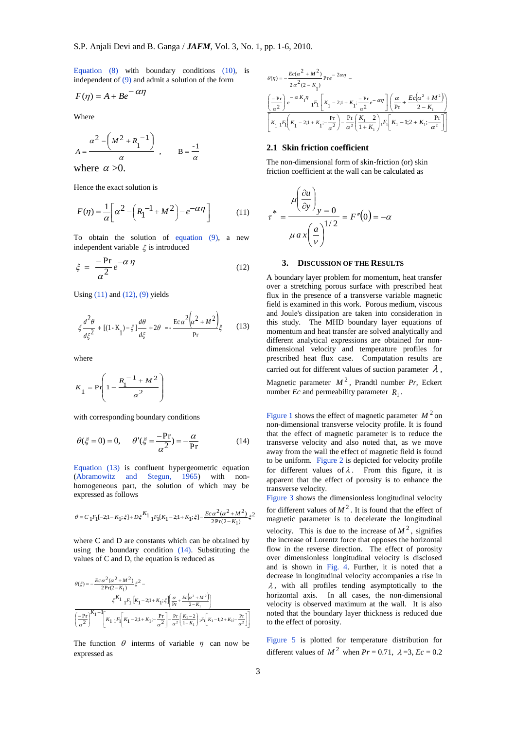Equation (8) with boundary conditions (10), is independent of (9) and admit a solution of the form

$$F(\eta) = A + Be^{-\alpha\eta}$$

Where

$$A = \frac{\alpha^2 - \left(M^2 + R_1^{-1}\right)}{\alpha}, \qquad B = \frac{-1}{\alpha}$$

where $\alpha > 0$.

Hence the exact solution is

$$F(\eta) = \frac{1}{\alpha}\left[\alpha^2 - \left(R_1^{-1} + M^2\right) - e^{-\alpha\eta}\right] \tag{11}$$

To obtain the solution of equation (9), a new independent variable $\xi$ is introduced

$$\xi = \frac{-\Pr}{\alpha^2} e^{-\alpha\eta} \tag{12}$$

Using (11) and (12), (9) yields

$$\xi \frac{d^2\theta}{d\xi^2} + [(1 - K_1) - \xi]\frac{d\theta}{d\xi} + 2\theta = -\frac{\mathrm{Ec}\,\alpha^2\left(\alpha^2 + M^2\right)}{\Pr}\xi \tag{13}$$

where

$$K_1 = \Pr\left(1 - \frac{R_1^{-1} + M^2}{\alpha^2}\right)$$

with corresponding boundary conditions

$$\theta(\xi = 0) = 0, \qquad \theta'(\xi = \frac{-\Pr}{\alpha^2}) = -\frac{\alpha}{\Pr} \tag{14}$$

Equation (13) is confluent hypergeometric equation (Abramowitz and Stegun, 1965) with non-homogeneous part, the solution of which may be expressed as follows

$$\theta = C\,{}_1F_1[-2;1-K_1;\xi] + D\xi^{K_1}\,{}_1F_1[K_1-2;1+K_1;\xi] - \frac{Ec\,\alpha^2(\alpha^2+M^2)}{2\Pr(2-K_1)}\xi^2$$

where C and D are constants which can be obtained by using the boundary condition (14). Substituting the values of C and D, the equation is reduced as

$$\theta(\xi) = -\frac{Ec\,\alpha^2(\alpha^2+M^2)}{2\Pr(2-K_1)}\xi^2 - \frac{\xi^{K_1}\,{}_1F_1\left[K_1-2;1+K_1;\xi\right]\left(\frac{\alpha}{\Pr} + \frac{Ec\left(\alpha^2+M^2\right)}{2-K_1}\right)}{\left(\frac{-\Pr}{\alpha^2}\right)^{K_1-1}\left[K_1\,{}_1F_1\left[K_1-2;1+K_1;-\frac{\Pr}{\alpha^2}\right] - \frac{\Pr}{\alpha^2}\left(\frac{K_1-2}{1+K_1}\right){}_1F_1\left[K_1-1;2+K_1;-\frac{\Pr}{\alpha^2}\right]\right]}$$

The function $\theta$ interms of variable $\eta$ can now be expressed as

$$\theta(\eta) = -\frac{Ec(\alpha^2+M^2)}{2\alpha^2(2-K_1)}\Pr e^{-2\alpha\eta} - \frac{\left(\frac{-\Pr}{\alpha^2}\right)e^{-\alpha K_1\eta}\,{}_1F_1\left[K_1-2;1+K_1;\frac{-\Pr}{\alpha^2}e^{-\alpha\eta}\right]\left(\frac{\alpha}{\Pr} + \frac{Ec\left(\alpha^2+M^2\right)}{2-K_1}\right)}{\left[K_1\,{}_1F_1\left(K_1-2;1+K_1;-\frac{\Pr}{\alpha^2}\right) - \frac{\Pr}{\alpha^2}\left(\frac{K_1-2}{1+K_1}\right){}_1F_1\left[K_1-1;2+K_1;\frac{-\Pr}{\alpha^2}\right]\right]}$$

## 2.1 Skin friction coefficient

The non-dimensional form of skin-friction (or) skin friction coefficient at the wall can be calculated as

$$\tau^* = \frac{\mu\left(\frac{\partial u}{\partial y}\right)_{y=0}}{\mu\, a\, x\left(\frac{a}{\nu}\right)^{1/2}} = F''(0) = -\alpha$$

## 3. Discussion of the Results

A boundary layer problem for momentum, heat transfer over a stretching porous surface with prescribed heat flux in the presence of a transverse variable magnetic field is examined in this work. Porous medium, viscous and Joule's dissipation are taken into consideration in this study. The MHD boundary layer equations of momentum and heat transfer are solved analytically and different analytical expressions are obtained for non-dimensional velocity and temperature profiles for prescribed heat flux case. Computation results are carried out for different values of suction parameter $\lambda$, Magnetic parameter $M^2$, Prandtl number $Pr$, Eckert number $Ec$ and permeability parameter $R_1$.

Figure 1 shows the effect of magnetic parameter $M^2$ on non-dimensional transverse velocity profile. It is found that the effect of magnetic parameter is to reduce the transverse velocity and also noted that, as we move away from the wall the effect of magnetic field is found to be uniform. Figure 2 is depicted for velocity profile for different values of $\lambda$. From this figure, it is apparent that the effect of porosity is to enhance the transverse velocity.

Figure 3 shows the dimensionless longitudinal velocity for different values of $M^2$. It is found that the effect of magnetic parameter is to decelerate the longitudinal velocity. This is due to the increase of $M^2$, signifies the increase of Lorentz force that opposes the horizontal flow in the reverse direction. The effect of porosity over dimensionless longitudinal velocity is disclosed and is shown in Fig. 4. Further, it is noted that a decrease in longitudinal velocity accompanies a rise in $\lambda$, with all profiles tending asymptotically to the horizontal axis. In all cases, the non-dimensional velocity is observed maximum at the wall. It is also noted that the boundary layer thickness is reduced due to the effect of porosity.

Figure 5 is plotted for temperature distribution for different values of $M^2$ when $Pr = 0.71$, $\lambda = 3$, $Ec = 0.2$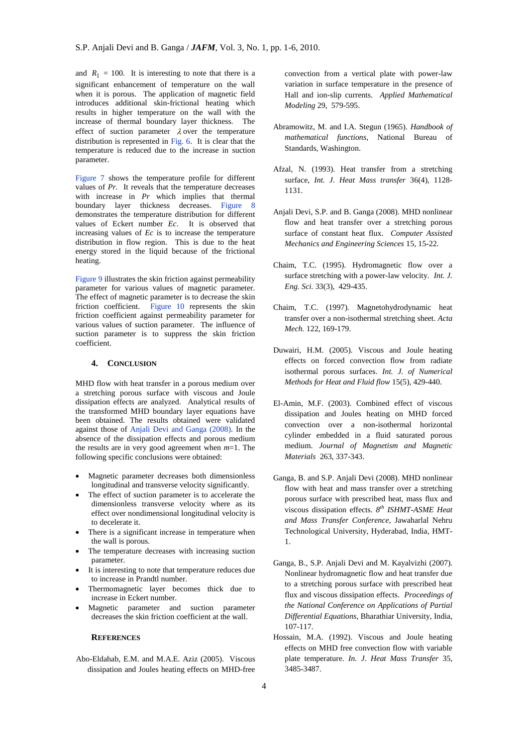and $R_1 = 100$. It is interesting to note that there is a significant enhancement of temperature on the wall when it is porous. The application of magnetic field introduces additional skin-frictional heating which results in higher temperature on the wall with the increase of thermal boundary layer thickness. The effect of suction parameter $\lambda$ over the temperature distribution is represented in Fig. 6. It is clear that the temperature is reduced due to the increase in suction parameter.

Figure 7 shows the temperature profile for different values of *Pr*. It reveals that the temperature decreases with increase in *Pr* which implies that thermal boundary layer thickness decreases. Figure 8 demonstrates the temperature distribution for different values of Eckert number *Ec*. It is observed that increasing values of *Ec* is to increase the temperature distribution in flow region. This is due to the heat energy stored in the liquid because of the frictional heating.

Figure 9 illustrates the skin friction against permeability parameter for various values of magnetic parameter. The effect of magnetic parameter is to decrease the skin friction coefficient. Figure 10 represents the skin friction coefficient against permeability parameter for various values of suction parameter. The influence of suction parameter is to suppress the skin friction coefficient.

## 4. CONCLUSION

MHD flow with heat transfer in a porous medium over a stretching porous surface with viscous and Joule dissipation effects are analyzed. Analytical results of the transformed MHD boundary layer equations have been obtained. The results obtained were validated against those of Anjali Devi and Ganga (2008). In the absence of the dissipation effects and porous medium the results are in very good agreement when $m$=1. The following specific conclusions were obtained:

- Magnetic parameter decreases both dimensionless longitudinal and transverse velocity significantly.
- The effect of suction parameter is to accelerate the dimensionless transverse velocity where as its effect over nondimensional longitudinal velocity is to decelerate it.
- There is a significant increase in temperature when the wall is porous.
- The temperature decreases with increasing suction parameter.
- It is interesting to note that temperature reduces due to increase in Prandtl number.
- Thermomagnetic layer becomes thick due to increase in Eckert number.
- Magnetic parameter and suction parameter decreases the skin friction coefficient at the wall.

## REFERENCES

Abo-Eldahab, E.M. and M.A.E. Aziz (2005). Viscous dissipation and Joules heating effects on MHD-free convection from a vertical plate with power-law variation in surface temperature in the presence of Hall and ion-slip currents. *Applied Mathematical Modeling* 29, 579-595.

Abramowitz, M. and I.A. Stegun (1965). *Handbook of mathematical functions*, National Bureau of Standards, Washington.

Afzal, N. (1993). Heat transfer from a stretching surface, *Int. J. Heat Mass transfer* 36(4), 1128-1131.

Anjali Devi, S.P. and B. Ganga (2008). MHD nonlinear flow and heat transfer over a stretching porous surface of constant heat flux. *Computer Assisted Mechanics and Engineering Sciences* 15, 15-22.

Chaim, T.C. (1995). Hydromagnetic flow over a surface stretching with a power-law velocity. *Int. J. Eng. Sci.* 33(3), 429-435.

Chaim, T.C. (1997). Magnetohydrodynamic heat transfer over a non-isothermal stretching sheet. *Acta Mech.* 122, 169-179.

Duwairi, H.M. (2005). Viscous and Joule heating effects on forced convection flow from radiate isothermal porous surfaces. *Int. J. of Numerical Methods for Heat and Fluid flow* 15(5), 429-440.

El-Amin, M.F. (2003). Combined effect of viscous dissipation and Joules heating on MHD forced convection over a non-isothermal horizontal cylinder embedded in a fluid saturated porous medium. *Journal of Magnetism and Magnetic Materials* 263, 337-343.

Ganga, B. and S.P. Anjali Devi (2008). MHD nonlinear flow with heat and mass transfer over a stretching porous surface with prescribed heat, mass flux and viscous dissipation effects. *8th ISHMT-ASME Heat and Mass Transfer Conference*, Jawaharlal Nehru Technological University, Hyderabad, India, HMT-1.

Ganga, B., S.P. Anjali Devi and M. Kayalvizhi (2007). Nonlinear hydromagnetic flow and heat transfer due to a stretching porous surface with prescribed heat flux and viscous dissipation effects. *Proceedings of the National Conference on Applications of Partial Differential Equations*, Bharathiar University, India, 107-117.

Hossain, M.A. (1992). Viscous and Joule heating effects on MHD free convection flow with variable plate temperature. *In. J. Heat Mass Transfer* 35, 3485-3487.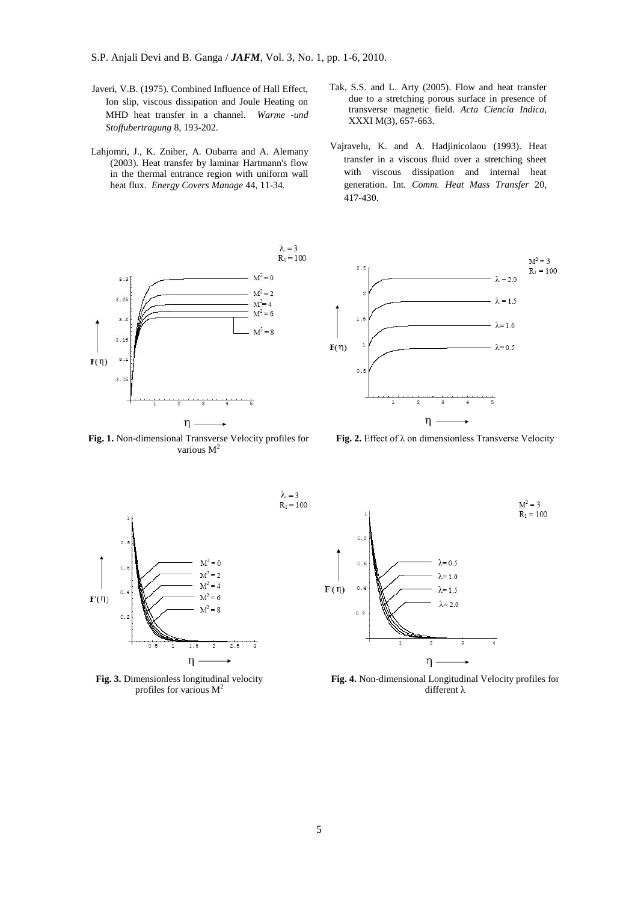Javeri, V.B. (1975). Combined Influence of Hall Effect, Ion slip, viscous dissipation and Joule Heating on MHD heat transfer in a channel. *Warme -und Stoffubertragung* 8, 193-202.

Lahjomri, J., K. Zniber, A. Oubarra and A. Alemany (2003). Heat transfer by laminar Hartmann's flow in the thermal entrance region with uniform wall heat flux. *Energy Covers Manage* 44, 11-34.

Tak, S.S. and L. Arty (2005). Flow and heat transfer due to a stretching porous surface in presence of transverse magnetic field. *Acta Ciencia Indica*, XXXI M(3), 657-663.

Vajravelu, K. and A. Hadjinicolaou (1993). Heat transfer in a viscous fluid over a stretching sheet with viscous dissipation and internal heat generation. Int. *Comm. Heat Mass Transfer* 20, 417-430.

**Fig. 1.** Non-dimensional Transverse Velocity profiles for various $M^2$

**Fig. 2.** Effect of $\lambda$ on dimensionless Transverse Velocity

**Fig. 3.** Dimensionless longitudinal velocity profiles for various $M^2$

**Fig. 4.** Non-dimensional Longitudinal Velocity profiles for different $\lambda$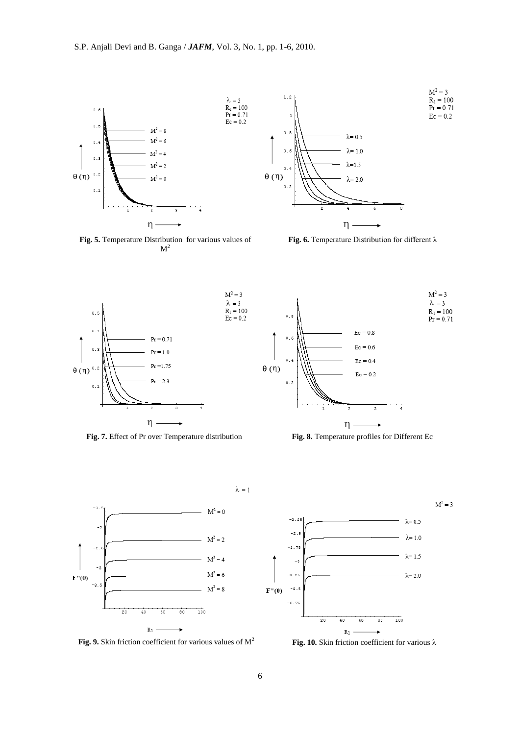$\lambda = 3$
$R_1 = 100$
$Pr = 0.71$
$Ec = 0.2$

$M^2 = 8$
$M^2 = 6$
$M^2 = 4$
$M^2 = 2$
$M^2 = 0$

$\theta(\eta)$

$\eta$

**Fig. 5.** Temperature Distribution for various values of $M^2$

$M^2 = 3$
$R_1 = 100$
$Pr = 0.71$
$Ec = 0.2$

$\lambda = 0.5$
$\lambda = 1.0$
$\lambda = 1.5$
$\lambda = 2.0$

$\theta(\eta)$

$\eta$

**Fig. 6.** Temperature Distribution for different $\lambda$

$M^2 = 3$
$\lambda = 3$
$R_1 = 100$
$Ec = 0.2$

$Pr = 0.71$
$Pr = 1.0$
$Pr = 1.75$
$Pr = 2.3$

$\theta(\eta)$

$\eta$

**Fig. 7.** Effect of Pr over Temperature distribution

$M^2 = 3$
$\lambda = 3$
$R_1 = 100$
$Pr = 0.71$

$Ec = 0.8$
$Ec = 0.6$
$Ec = 0.4$
$Ec = 0.2$

$\theta(\eta)$

$\eta$

**Fig. 8.** Temperature profiles for Different Ec

$\lambda = 1$

$M^2 = 0$
$M^2 = 2$
$M^2 = 4$
$M^2 = 6$
$M^2 = 8$

$F''(0)$

$R_1$

**Fig. 9.** Skin friction coefficient for various values of $M^2$

$M^2 = 3$

$\lambda = 0.5$
$\lambda = 1.0$
$\lambda = 1.5$
$\lambda = 2.0$

$F''(0)$

$R_1$

**Fig. 10.** Skin friction coefficient for various $\lambda$